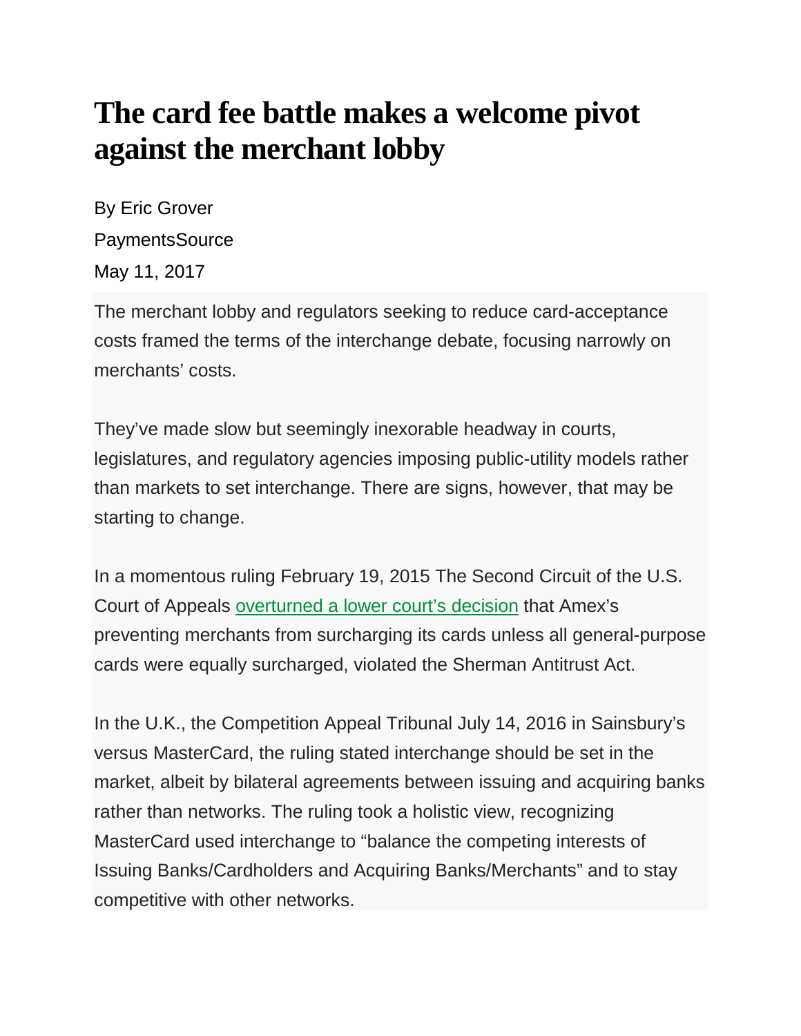# The card fee battle makes a welcome pivot against the merchant lobby

By Eric Grover

PaymentsSource

May 11, 2017

The merchant lobby and regulators seeking to reduce card-acceptance costs framed the terms of the interchange debate, focusing narrowly on merchants' costs.

They've made slow but seemingly inexorable headway in courts, legislatures, and regulatory agencies imposing public-utility models rather than markets to set interchange. There are signs, however, that may be starting to change.

In a momentous ruling February 19, 2015 The Second Circuit of the U.S. Court of Appeals overturned a lower court's decision that Amex's preventing merchants from surcharging its cards unless all general-purpose cards were equally surcharged, violated the Sherman Antitrust Act.

In the U.K., the Competition Appeal Tribunal July 14, 2016 in Sainsbury's versus MasterCard, the ruling stated interchange should be set in the market, albeit by bilateral agreements between issuing and acquiring banks rather than networks. The ruling took a holistic view, recognizing MasterCard used interchange to "balance the competing interests of Issuing Banks/Cardholders and Acquiring Banks/Merchants" and to stay competitive with other networks.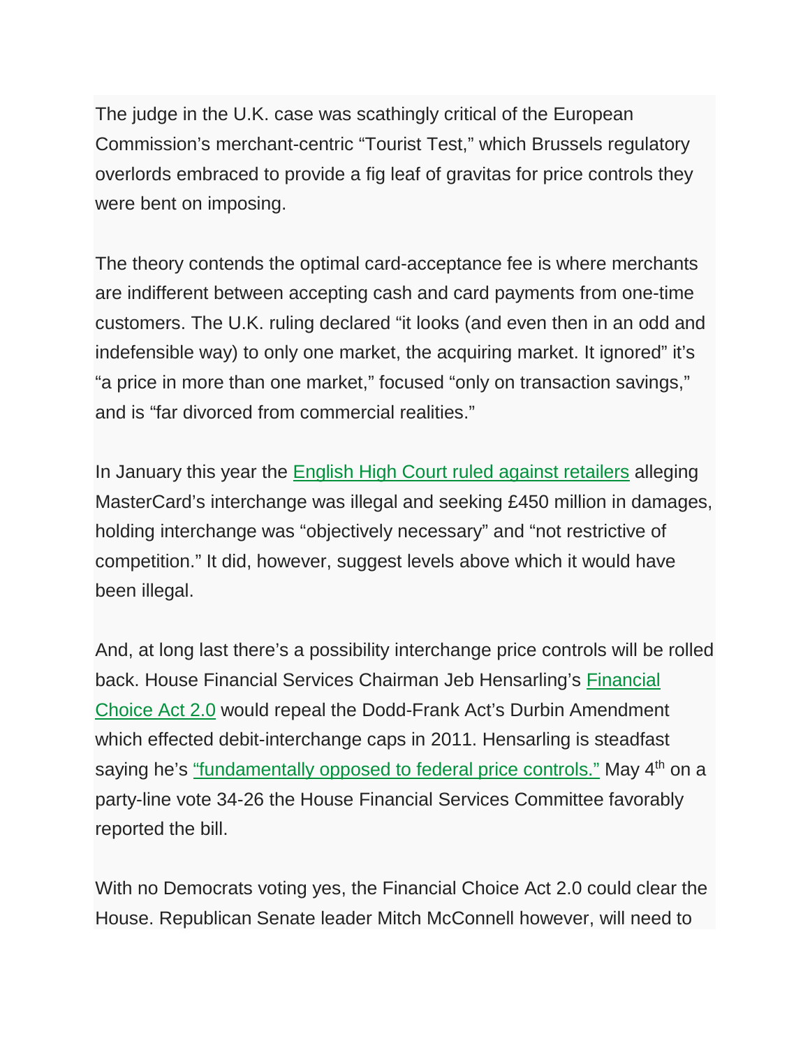The judge in the U.K. case was scathingly critical of the European Commission's merchant-centric "Tourist Test," which Brussels regulatory overlords embraced to provide a fig leaf of gravitas for price controls they were bent on imposing.

The theory contends the optimal card-acceptance fee is where merchants are indifferent between accepting cash and card payments from one-time customers. The U.K. ruling declared "it looks (and even then in an odd and indefensible way) to only one market, the acquiring market. It ignored" it's "a price in more than one market," focused "only on transaction savings," and is "far divorced from commercial realities."

In January this year the English High Court ruled against retailers alleging MasterCard's interchange was illegal and seeking £450 million in damages, holding interchange was "objectively necessary" and "not restrictive of competition." It did, however, suggest levels above which it would have been illegal.

And, at long last there's a possibility interchange price controls will be rolled back. House Financial Services Chairman Jeb Hensarling's Financial Choice Act 2.0 would repeal the Dodd-Frank Act's Durbin Amendment which effected debit-interchange caps in 2011. Hensarling is steadfast saying he's "fundamentally opposed to federal price controls." May 4th on a party-line vote 34-26 the House Financial Services Committee favorably reported the bill.

With no Democrats voting yes, the Financial Choice Act 2.0 could clear the House. Republican Senate leader Mitch McConnell however, will need to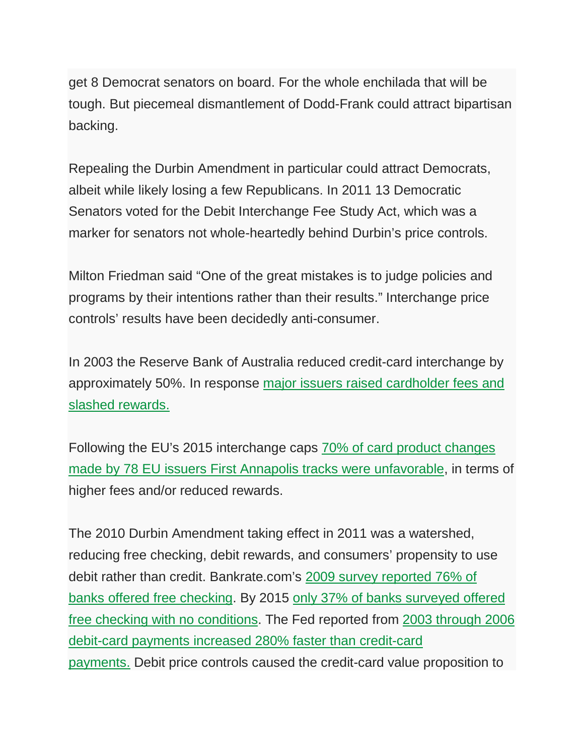get 8 Democrat senators on board. For the whole enchilada that will be tough. But piecemeal dismantlement of Dodd-Frank could attract bipartisan backing.

Repealing the Durbin Amendment in particular could attract Democrats, albeit while likely losing a few Republicans. In 2011 13 Democratic Senators voted for the Debit Interchange Fee Study Act, which was a marker for senators not whole-heartedly behind Durbin's price controls.

Milton Friedman said "One of the great mistakes is to judge policies and programs by their intentions rather than their results." Interchange price controls' results have been decidedly anti-consumer.

In 2003 the Reserve Bank of Australia reduced credit-card interchange by approximately 50%. In response major issuers raised cardholder fees and slashed rewards.

Following the EU's 2015 interchange caps 70% of card product changes made by 78 EU issuers First Annapolis tracks were unfavorable, in terms of higher fees and/or reduced rewards.

The 2010 Durbin Amendment taking effect in 2011 was a watershed, reducing free checking, debit rewards, and consumers' propensity to use debit rather than credit. Bankrate.com's 2009 survey reported 76% of banks offered free checking. By 2015 only 37% of banks surveyed offered free checking with no conditions. The Fed reported from 2003 through 2006 debit-card payments increased 280% faster than credit-card payments. Debit price controls caused the credit-card value proposition to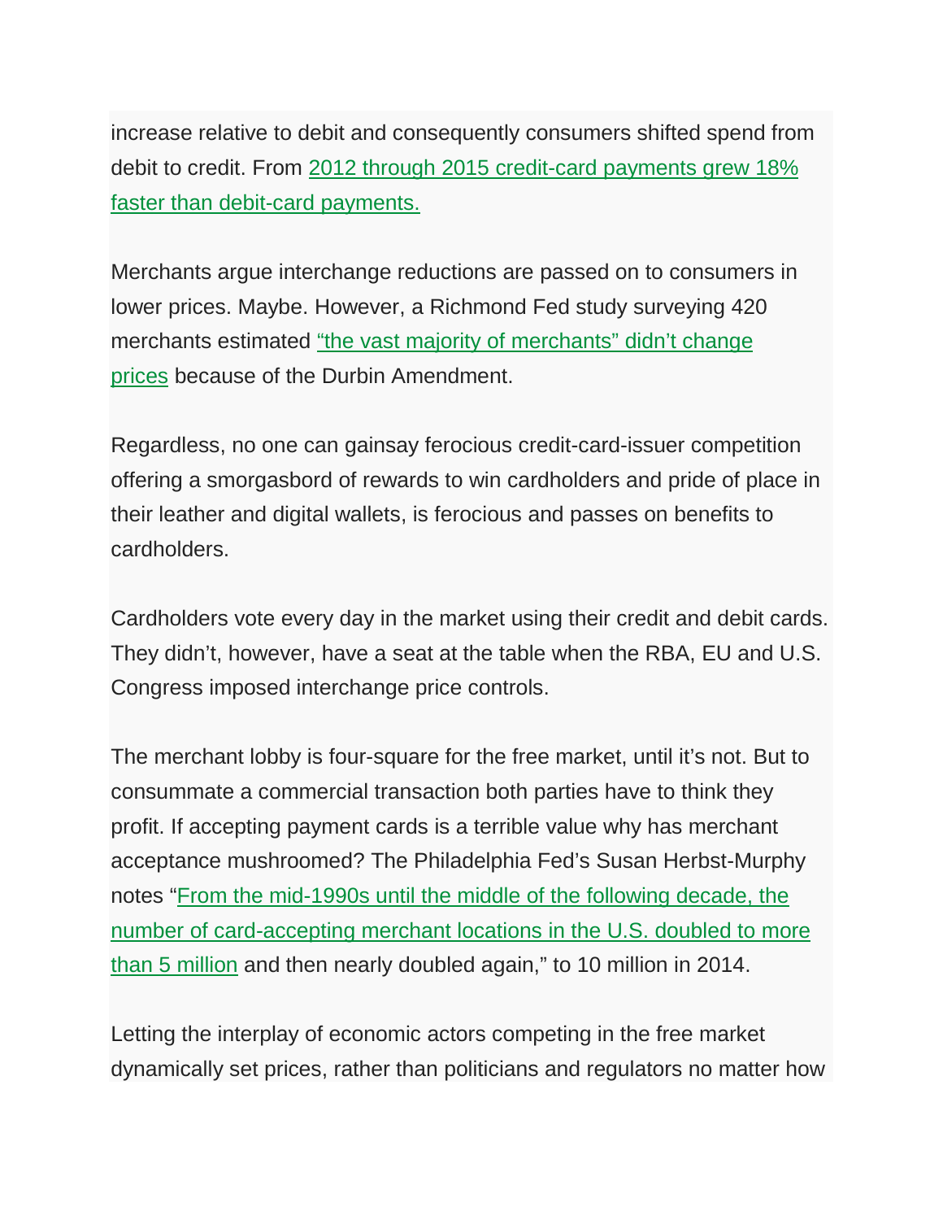increase relative to debit and consequently consumers shifted spend from debit to credit. From 2012 through 2015 credit-card payments grew 18% faster than debit-card payments.

Merchants argue interchange reductions are passed on to consumers in lower prices. Maybe. However, a Richmond Fed study surveying 420 merchants estimated "the vast majority of merchants" didn't change prices because of the Durbin Amendment.

Regardless, no one can gainsay ferocious credit-card-issuer competition offering a smorgasbord of rewards to win cardholders and pride of place in their leather and digital wallets, is ferocious and passes on benefits to cardholders.

Cardholders vote every day in the market using their credit and debit cards. They didn't, however, have a seat at the table when the RBA, EU and U.S. Congress imposed interchange price controls.

The merchant lobby is four-square for the free market, until it's not. But to consummate a commercial transaction both parties have to think they profit. If accepting payment cards is a terrible value why has merchant acceptance mushroomed? The Philadelphia Fed's Susan Herbst-Murphy notes "From the mid-1990s until the middle of the following decade, the number of card-accepting merchant locations in the U.S. doubled to more than 5 million and then nearly doubled again," to 10 million in 2014.

Letting the interplay of economic actors competing in the free market dynamically set prices, rather than politicians and regulators no matter how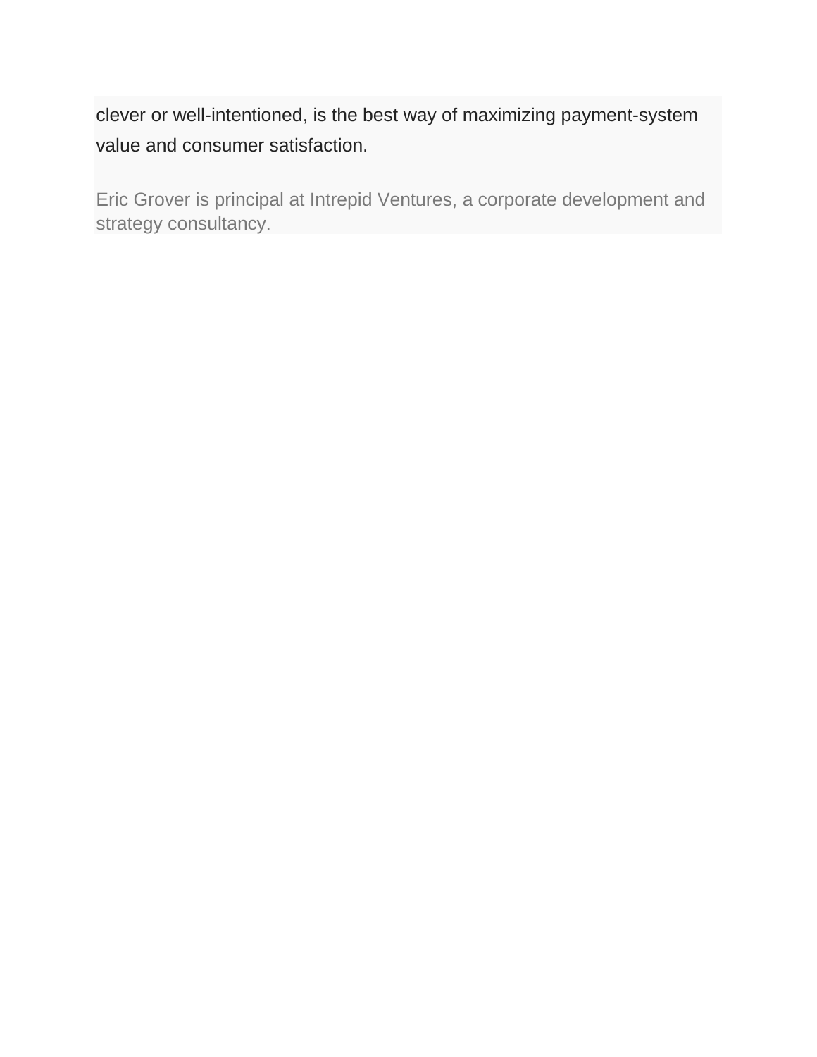clever or well-intentioned, is the best way of maximizing payment-system value and consumer satisfaction.

Eric Grover is principal at Intrepid Ventures, a corporate development and strategy consultancy.